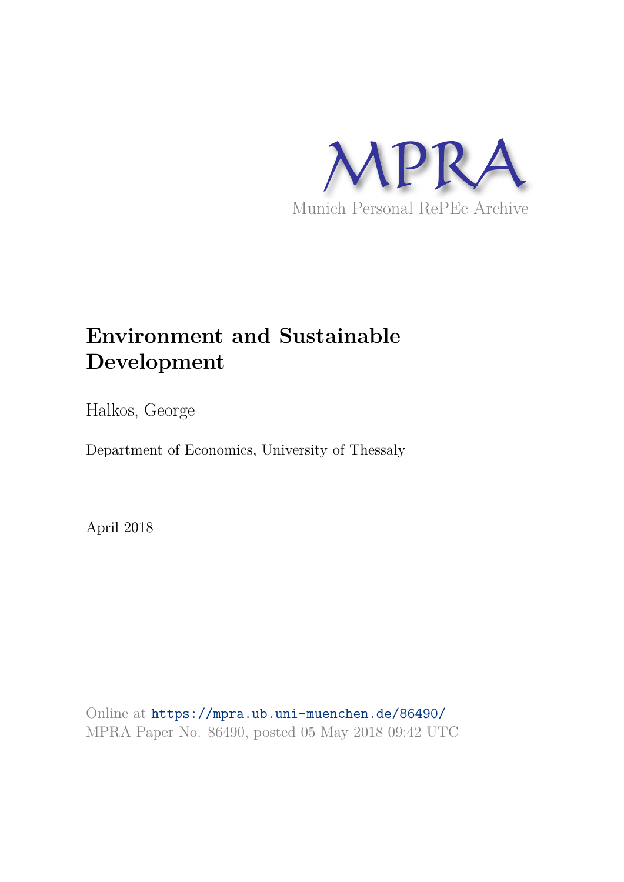MPRA

Munich Personal RePEc Archive

# Environment and Sustainable Development

Halkos, George

Department of Economics, University of Thessaly

April 2018

Online at https://mpra.ub.uni-muenchen.de/86490/
MPRA Paper No. 86490, posted 05 May 2018 09:42 UTC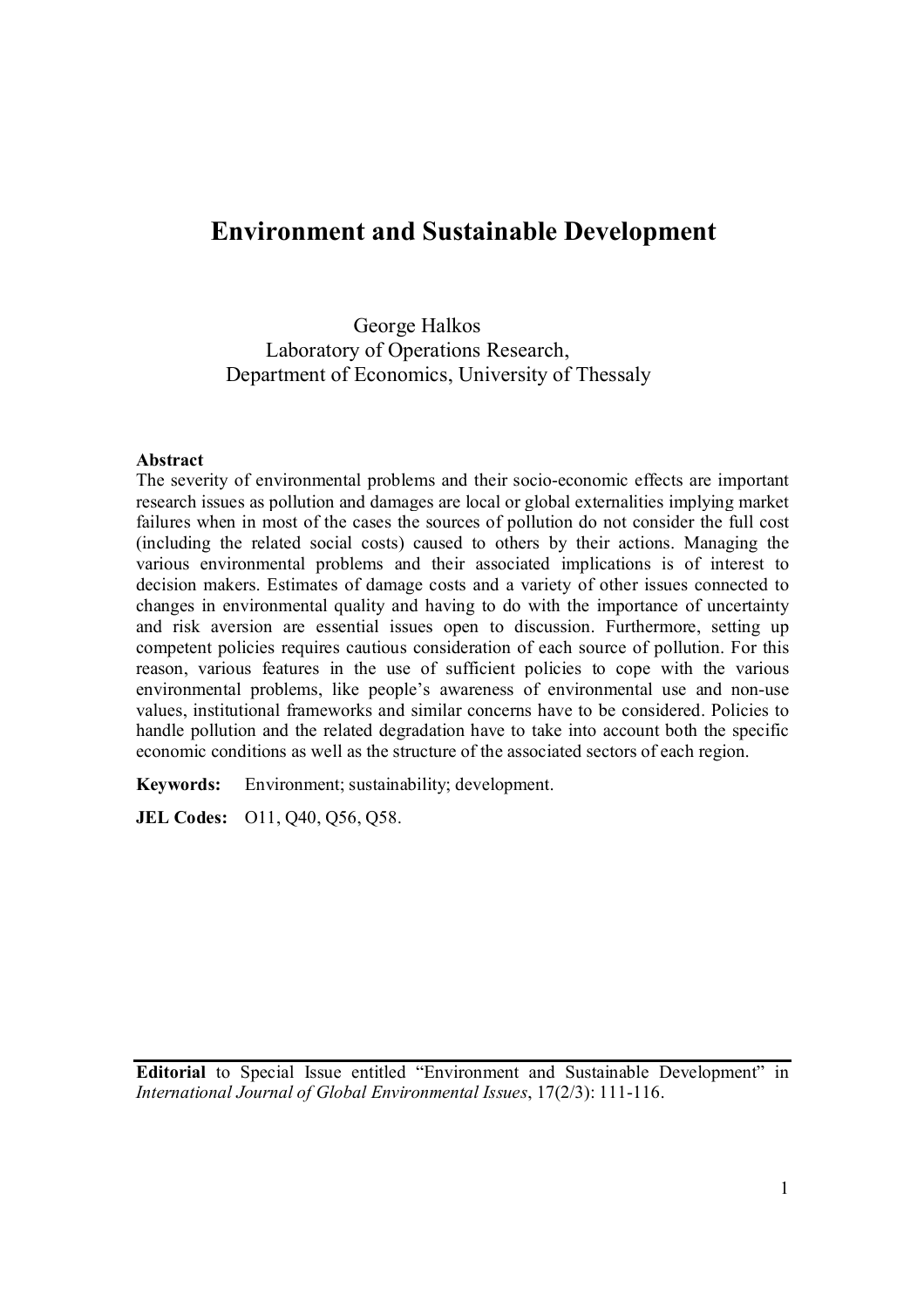# Environment and Sustainable Development

George Halkos
Laboratory of Operations Research,
Department of Economics, University of Thessaly

**Abstract**

The severity of environmental problems and their socio-economic effects are important research issues as pollution and damages are local or global externalities implying market failures when in most of the cases the sources of pollution do not consider the full cost (including the related social costs) caused to others by their actions. Managing the various environmental problems and their associated implications is of interest to decision makers. Estimates of damage costs and a variety of other issues connected to changes in environmental quality and having to do with the importance of uncertainty and risk aversion are essential issues open to discussion. Furthermore, setting up competent policies requires cautious consideration of each source of pollution. For this reason, various features in the use of sufficient policies to cope with the various environmental problems, like people's awareness of environmental use and non-use values, institutional frameworks and similar concerns have to be considered. Policies to handle pollution and the related degradation have to take into account both the specific economic conditions as well as the structure of the associated sectors of each region.

**Keywords:** Environment; sustainability; development.

**JEL Codes:** O11, Q40, Q56, Q58.

---

**Editorial** to Special Issue entitled "Environment and Sustainable Development" in *International Journal of Global Environmental Issues*, 17(2/3): 111-116.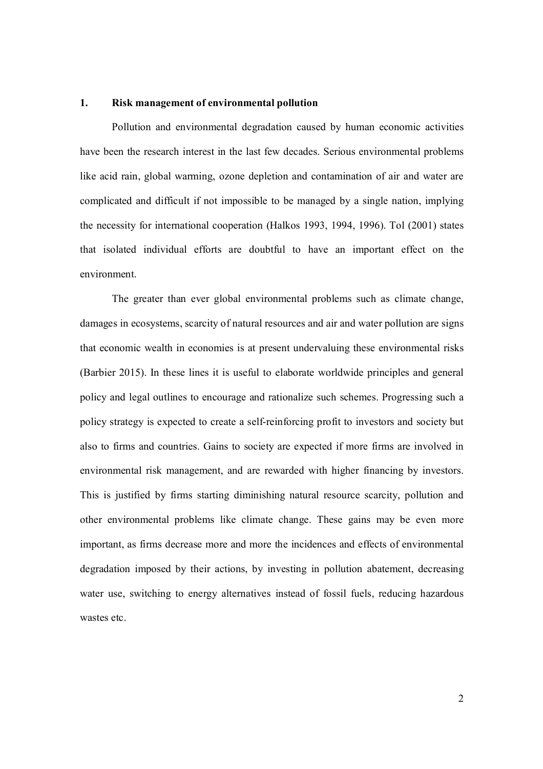## 1. Risk management of environmental pollution

Pollution and environmental degradation caused by human economic activities have been the research interest in the last few decades. Serious environmental problems like acid rain, global warming, ozone depletion and contamination of air and water are complicated and difficult if not impossible to be managed by a single nation, implying the necessity for international cooperation (Halkos 1993, 1994, 1996). Tol (2001) states that isolated individual efforts are doubtful to have an important effect on the environment.

The greater than ever global environmental problems such as climate change, damages in ecosystems, scarcity of natural resources and air and water pollution are signs that economic wealth in economies is at present undervaluing these environmental risks (Barbier 2015). In these lines it is useful to elaborate worldwide principles and general policy and legal outlines to encourage and rationalize such schemes. Progressing such a policy strategy is expected to create a self-reinforcing profit to investors and society but also to firms and countries. Gains to society are expected if more firms are involved in environmental risk management, and are rewarded with higher financing by investors. This is justified by firms starting diminishing natural resource scarcity, pollution and other environmental problems like climate change. These gains may be even more important, as firms decrease more and more the incidences and effects of environmental degradation imposed by their actions, by investing in pollution abatement, decreasing water use, switching to energy alternatives instead of fossil fuels, reducing hazardous wastes etc.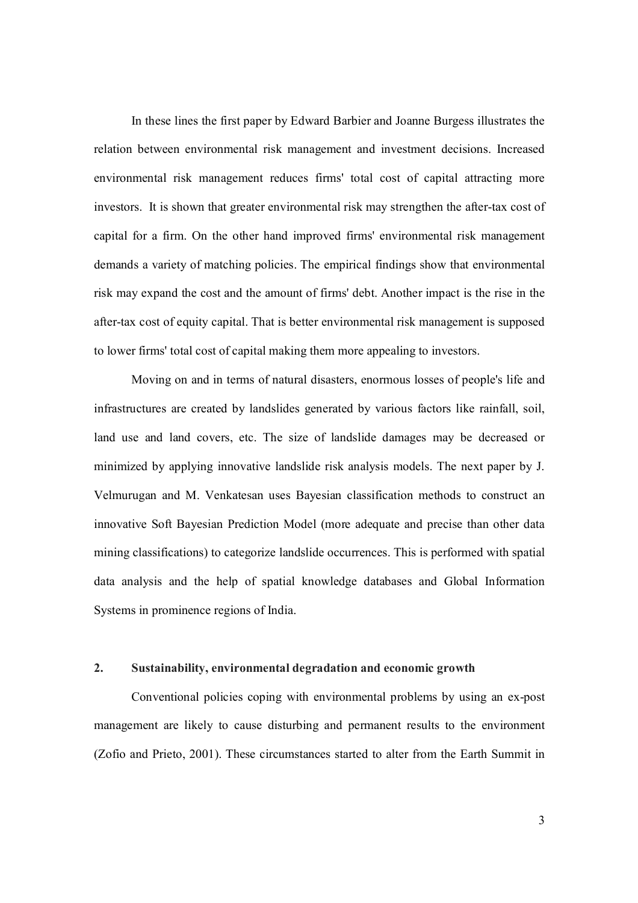In these lines the first paper by Edward Barbier and Joanne Burgess illustrates the relation between environmental risk management and investment decisions. Increased environmental risk management reduces firms' total cost of capital attracting more investors. It is shown that greater environmental risk may strengthen the after-tax cost of capital for a firm. On the other hand improved firms' environmental risk management demands a variety of matching policies. The empirical findings show that environmental risk may expand the cost and the amount of firms' debt. Another impact is the rise in the after-tax cost of equity capital. That is better environmental risk management is supposed to lower firms' total cost of capital making them more appealing to investors.

Moving on and in terms of natural disasters, enormous losses of people's life and infrastructures are created by landslides generated by various factors like rainfall, soil, land use and land covers, etc. The size of landslide damages may be decreased or minimized by applying innovative landslide risk analysis models. The next paper by J. Velmurugan and M. Venkatesan uses Bayesian classification methods to construct an innovative Soft Bayesian Prediction Model (more adequate and precise than other data mining classifications) to categorize landslide occurrences. This is performed with spatial data analysis and the help of spatial knowledge databases and Global Information Systems in prominence regions of India.

## 2. Sustainability, environmental degradation and economic growth

Conventional policies coping with environmental problems by using an ex-post management are likely to cause disturbing and permanent results to the environment (Zofio and Prieto, 2001). These circumstances started to alter from the Earth Summit in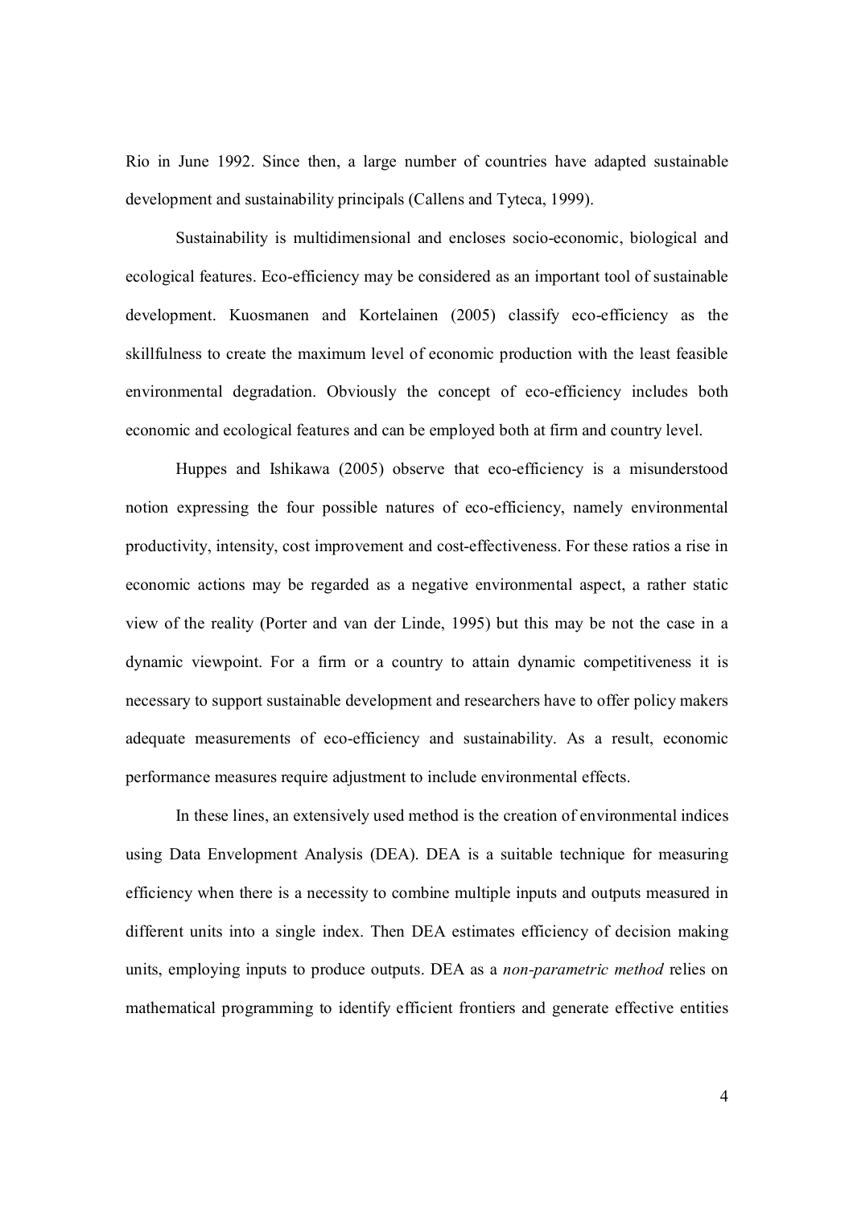Rio in June 1992. Since then, a large number of countries have adapted sustainable development and sustainability principals (Callens and Tyteca, 1999).

Sustainability is multidimensional and encloses socio-economic, biological and ecological features. Eco-efficiency may be considered as an important tool of sustainable development. Kuosmanen and Kortelainen (2005) classify eco-efficiency as the skillfulness to create the maximum level of economic production with the least feasible environmental degradation. Obviously the concept of eco-efficiency includes both economic and ecological features and can be employed both at firm and country level.

Huppes and Ishikawa (2005) observe that eco-efficiency is a misunderstood notion expressing the four possible natures of eco-efficiency, namely environmental productivity, intensity, cost improvement and cost-effectiveness. For these ratios a rise in economic actions may be regarded as a negative environmental aspect, a rather static view of the reality (Porter and van der Linde, 1995) but this may be not the case in a dynamic viewpoint. For a firm or a country to attain dynamic competitiveness it is necessary to support sustainable development and researchers have to offer policy makers adequate measurements of eco-efficiency and sustainability. As a result, economic performance measures require adjustment to include environmental effects.

In these lines, an extensively used method is the creation of environmental indices using Data Envelopment Analysis (DEA). DEA is a suitable technique for measuring efficiency when there is a necessity to combine multiple inputs and outputs measured in different units into a single index. Then DEA estimates efficiency of decision making units, employing inputs to produce outputs. DEA as a *non-parametric method* relies on mathematical programming to identify efficient frontiers and generate effective entities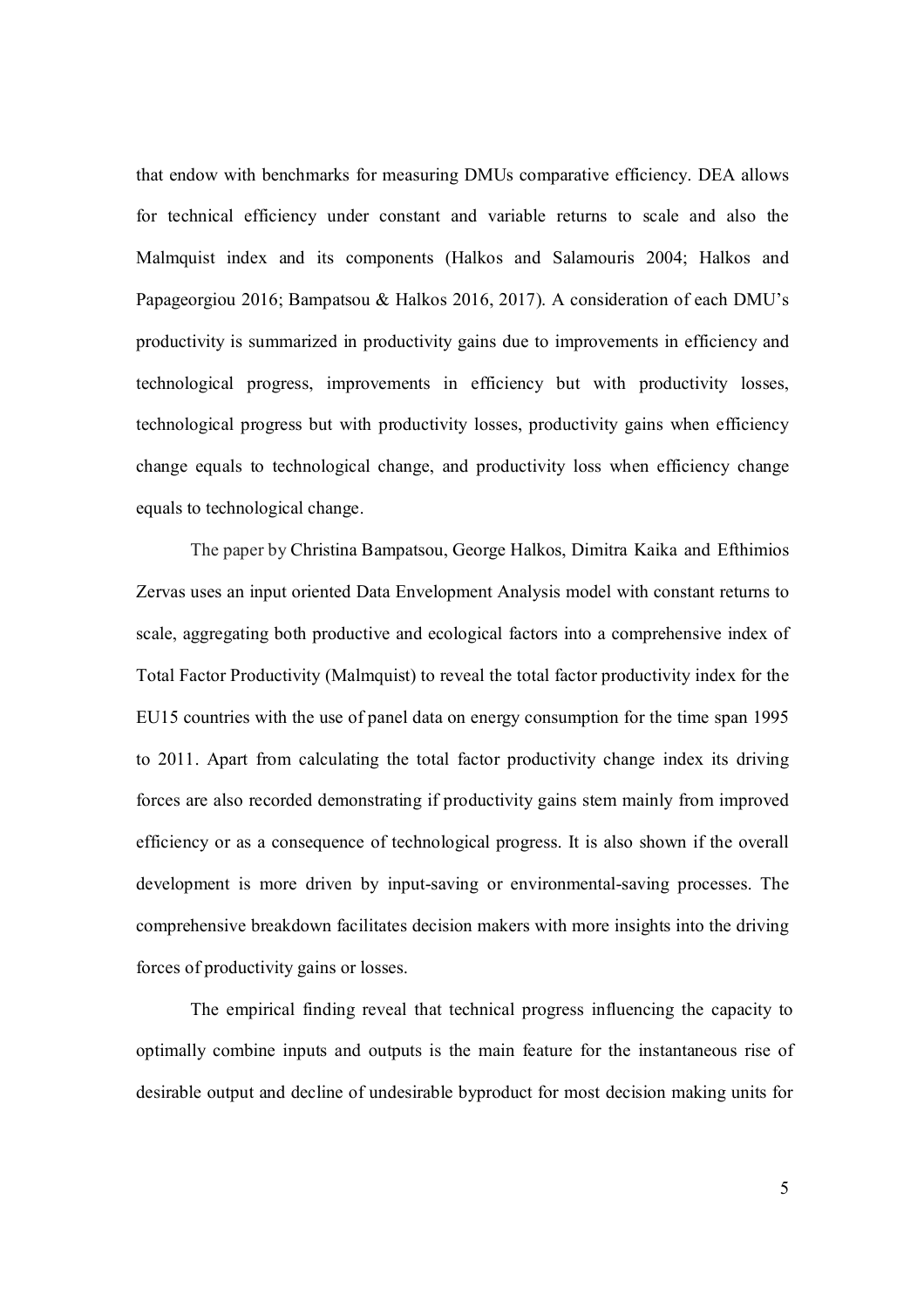that endow with benchmarks for measuring DMUs comparative efficiency. DEA allows for technical efficiency under constant and variable returns to scale and also the Malmquist index and its components (Halkos and Salamouris 2004; Halkos and Papageorgiou 2016; Bampatsou & Halkos 2016, 2017). A consideration of each DMU's productivity is summarized in productivity gains due to improvements in efficiency and technological progress, improvements in efficiency but with productivity losses, technological progress but with productivity losses, productivity gains when efficiency change equals to technological change, and productivity loss when efficiency change equals to technological change.

The paper by Christina Bampatsou, George Halkos, Dimitra Kaika and Efthimios Zervas uses an input oriented Data Envelopment Analysis model with constant returns to scale, aggregating both productive and ecological factors into a comprehensive index of Total Factor Productivity (Malmquist) to reveal the total factor productivity index for the EU15 countries with the use of panel data on energy consumption for the time span 1995 to 2011. Apart from calculating the total factor productivity change index its driving forces are also recorded demonstrating if productivity gains stem mainly from improved efficiency or as a consequence of technological progress. It is also shown if the overall development is more driven by input-saving or environmental-saving processes. The comprehensive breakdown facilitates decision makers with more insights into the driving forces of productivity gains or losses.

The empirical finding reveal that technical progress influencing the capacity to optimally combine inputs and outputs is the main feature for the instantaneous rise of desirable output and decline of undesirable byproduct for most decision making units for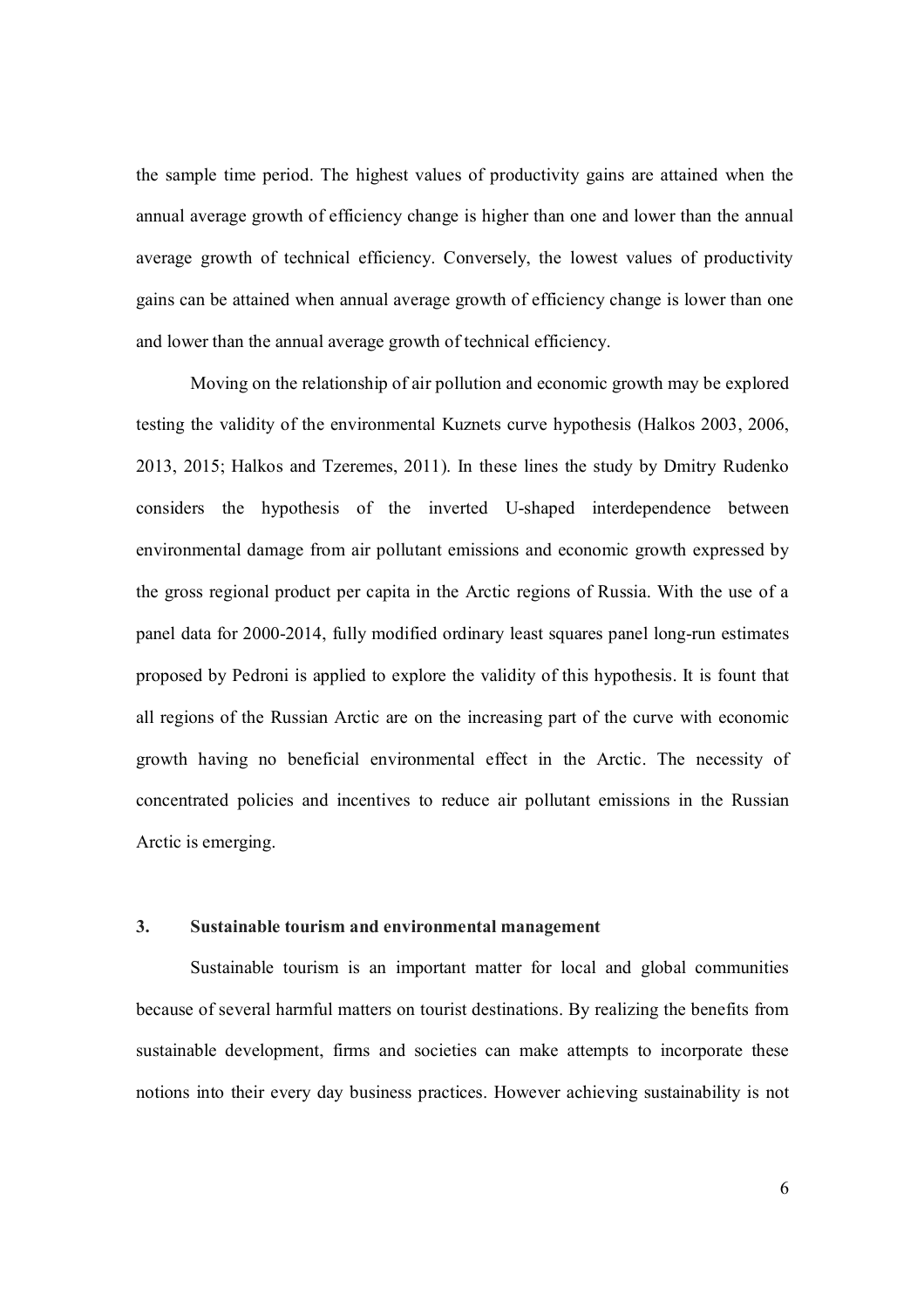the sample time period. The highest values of productivity gains are attained when the annual average growth of efficiency change is higher than one and lower than the annual average growth of technical efficiency. Conversely, the lowest values of productivity gains can be attained when annual average growth of efficiency change is lower than one and lower than the annual average growth of technical efficiency.

Moving on the relationship of air pollution and economic growth may be explored testing the validity of the environmental Kuznets curve hypothesis (Halkos 2003, 2006, 2013, 2015; Halkos and Tzeremes, 2011). In these lines the study by Dmitry Rudenko considers the hypothesis of the inverted U-shaped interdependence between environmental damage from air pollutant emissions and economic growth expressed by the gross regional product per capita in the Arctic regions of Russia. With the use of a panel data for 2000-2014, fully modified ordinary least squares panel long-run estimates proposed by Pedroni is applied to explore the validity of this hypothesis. It is fount that all regions of the Russian Arctic are on the increasing part of the curve with economic growth having no beneficial environmental effect in the Arctic. The necessity of concentrated policies and incentives to reduce air pollutant emissions in the Russian Arctic is emerging.

## 3. Sustainable tourism and environmental management

Sustainable tourism is an important matter for local and global communities because of several harmful matters on tourist destinations. By realizing the benefits from sustainable development, firms and societies can make attempts to incorporate these notions into their every day business practices. However achieving sustainability is not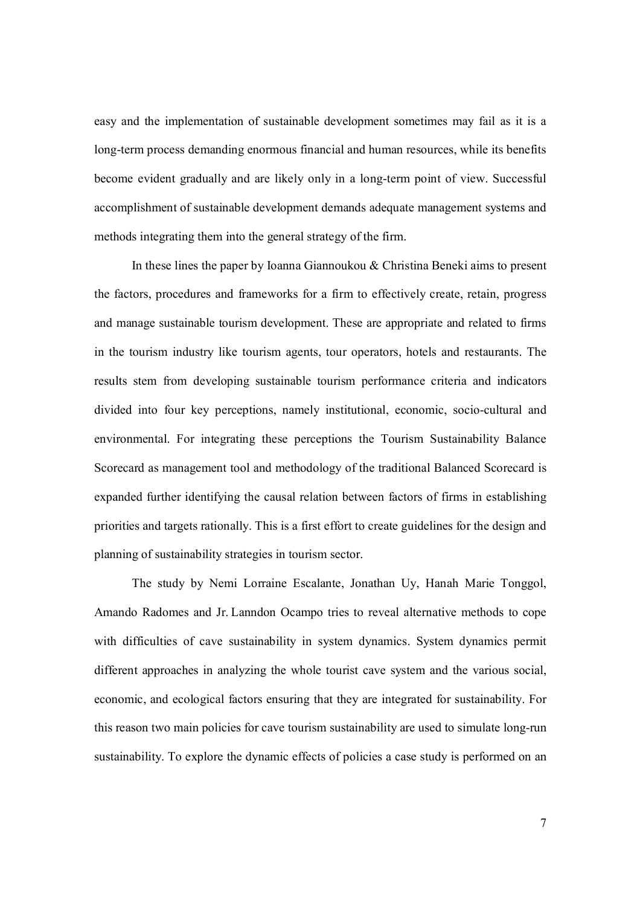easy and the implementation of sustainable development sometimes may fail as it is a long-term process demanding enormous financial and human resources, while its benefits become evident gradually and are likely only in a long-term point of view. Successful accomplishment of sustainable development demands adequate management systems and methods integrating them into the general strategy of the firm.

In these lines the paper by Ioanna Giannoukou & Christina Beneki aims to present the factors, procedures and frameworks for a firm to effectively create, retain, progress and manage sustainable tourism development. These are appropriate and related to firms in the tourism industry like tourism agents, tour operators, hotels and restaurants. The results stem from developing sustainable tourism performance criteria and indicators divided into four key perceptions, namely institutional, economic, socio-cultural and environmental. For integrating these perceptions the Tourism Sustainability Balance Scorecard as management tool and methodology of the traditional Balanced Scorecard is expanded further identifying the causal relation between factors of firms in establishing priorities and targets rationally. This is a first effort to create guidelines for the design and planning of sustainability strategies in tourism sector.

The study by Nemi Lorraine Escalante, Jonathan Uy, Hanah Marie Tonggol, Amando Radomes and Jr. Lanndon Ocampo tries to reveal alternative methods to cope with difficulties of cave sustainability in system dynamics. System dynamics permit different approaches in analyzing the whole tourist cave system and the various social, economic, and ecological factors ensuring that they are integrated for sustainability. For this reason two main policies for cave tourism sustainability are used to simulate long-run sustainability. To explore the dynamic effects of policies a case study is performed on an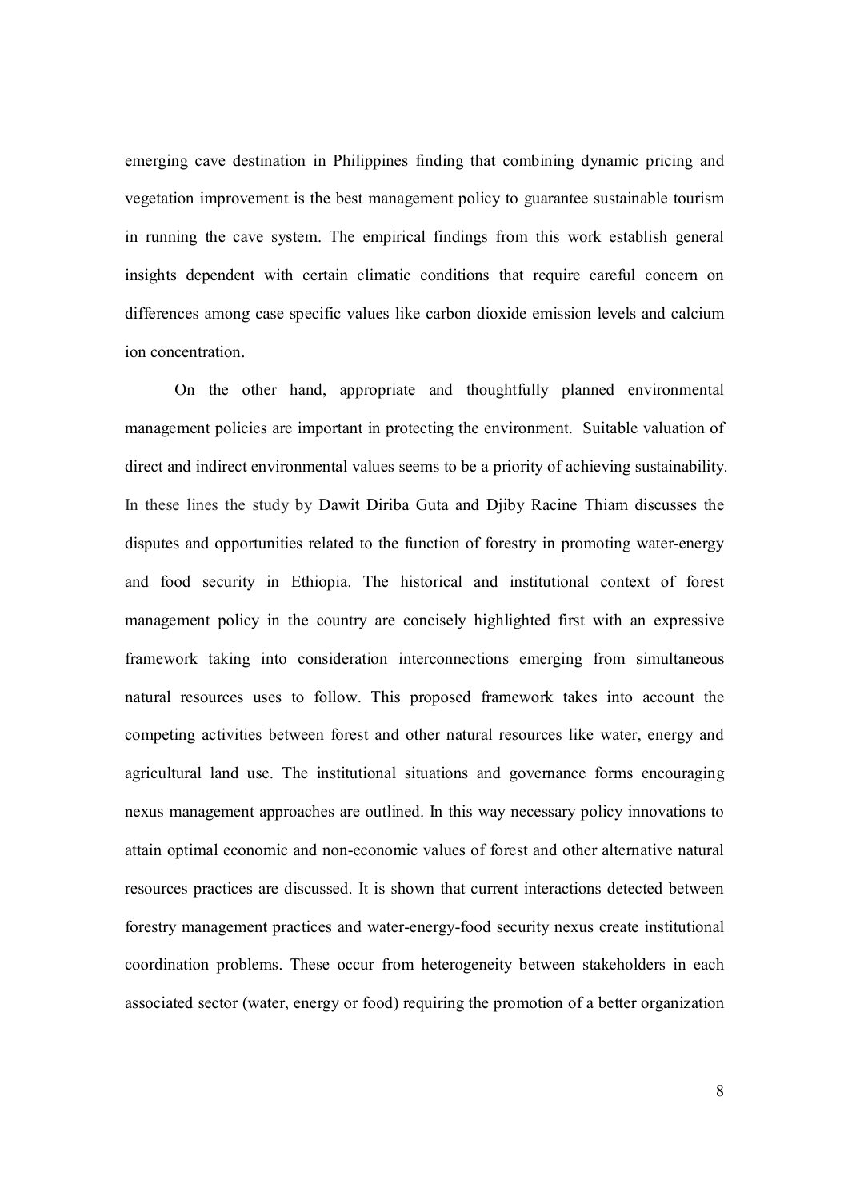emerging cave destination in Philippines finding that combining dynamic pricing and vegetation improvement is the best management policy to guarantee sustainable tourism in running the cave system. The empirical findings from this work establish general insights dependent with certain climatic conditions that require careful concern on differences among case specific values like carbon dioxide emission levels and calcium ion concentration.

On the other hand, appropriate and thoughtfully planned environmental management policies are important in protecting the environment. Suitable valuation of direct and indirect environmental values seems to be a priority of achieving sustainability. In these lines the study by Dawit Diriba Guta and Djiby Racine Thiam discusses the disputes and opportunities related to the function of forestry in promoting water-energy and food security in Ethiopia. The historical and institutional context of forest management policy in the country are concisely highlighted first with an expressive framework taking into consideration interconnections emerging from simultaneous natural resources uses to follow. This proposed framework takes into account the competing activities between forest and other natural resources like water, energy and agricultural land use. The institutional situations and governance forms encouraging nexus management approaches are outlined. In this way necessary policy innovations to attain optimal economic and non-economic values of forest and other alternative natural resources practices are discussed. It is shown that current interactions detected between forestry management practices and water-energy-food security nexus create institutional coordination problems. These occur from heterogeneity between stakeholders in each associated sector (water, energy or food) requiring the promotion of a better organization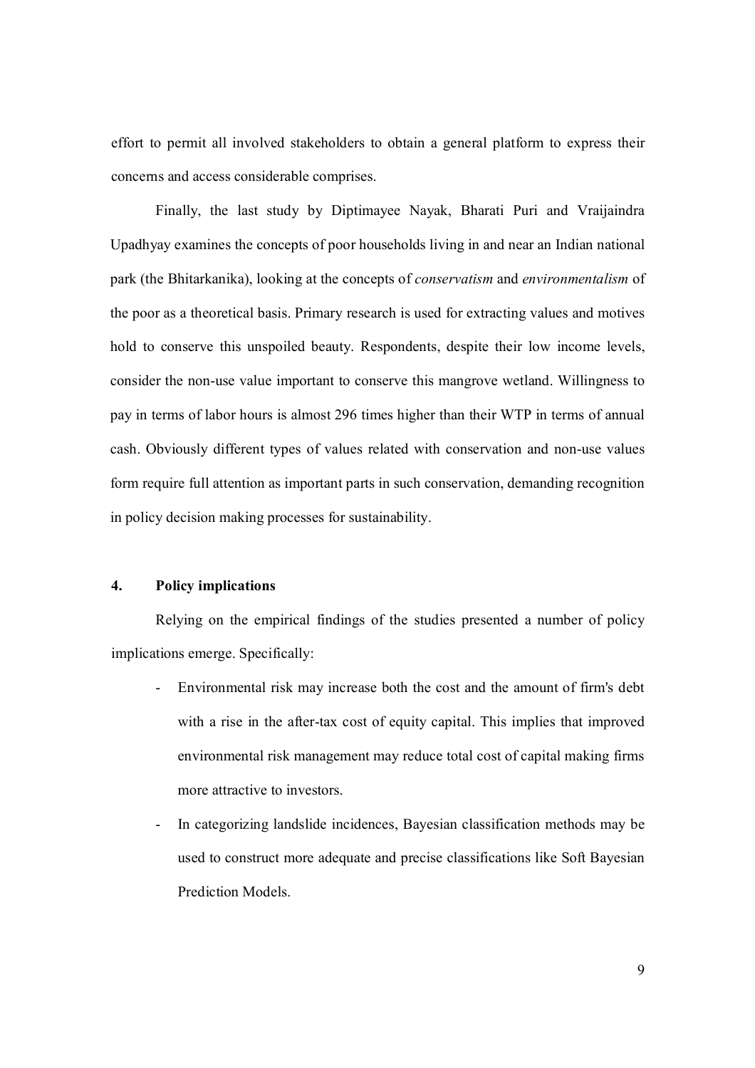effort to permit all involved stakeholders to obtain a general platform to express their concerns and access considerable comprises.

Finally, the last study by Diptimayee Nayak, Bharati Puri and Vraijaindra Upadhyay examines the concepts of poor households living in and near an Indian national park (the Bhitarkanika), looking at the concepts of *conservatism* and *environmentalism* of the poor as a theoretical basis. Primary research is used for extracting values and motives hold to conserve this unspoiled beauty. Respondents, despite their low income levels, consider the non-use value important to conserve this mangrove wetland. Willingness to pay in terms of labor hours is almost 296 times higher than their WTP in terms of annual cash. Obviously different types of values related with conservation and non-use values form require full attention as important parts in such conservation, demanding recognition in policy decision making processes for sustainability.

## 4. Policy implications

Relying on the empirical findings of the studies presented a number of policy implications emerge. Specifically:

- Environmental risk may increase both the cost and the amount of firm's debt with a rise in the after-tax cost of equity capital. This implies that improved environmental risk management may reduce total cost of capital making firms more attractive to investors.
- In categorizing landslide incidences, Bayesian classification methods may be used to construct more adequate and precise classifications like Soft Bayesian Prediction Models.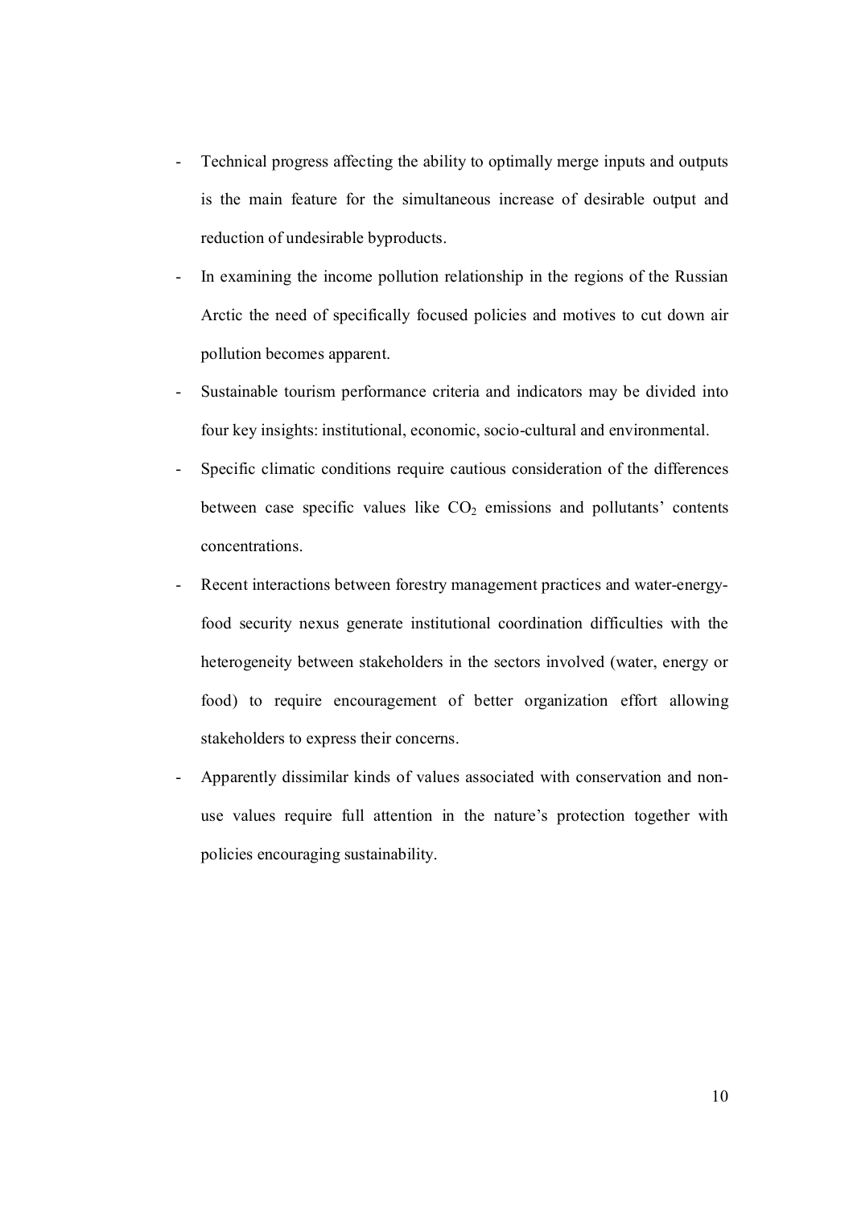- Technical progress affecting the ability to optimally merge inputs and outputs is the main feature for the simultaneous increase of desirable output and reduction of undesirable byproducts.
- In examining the income pollution relationship in the regions of the Russian Arctic the need of specifically focused policies and motives to cut down air pollution becomes apparent.
- Sustainable tourism performance criteria and indicators may be divided into four key insights: institutional, economic, socio-cultural and environmental.
- Specific climatic conditions require cautious consideration of the differences between case specific values like $CO_2$ emissions and pollutants' contents concentrations.
- Recent interactions between forestry management practices and water-energy-food security nexus generate institutional coordination difficulties with the heterogeneity between stakeholders in the sectors involved (water, energy or food) to require encouragement of better organization effort allowing stakeholders to express their concerns.
- Apparently dissimilar kinds of values associated with conservation and non-use values require full attention in the nature's protection together with policies encouraging sustainability.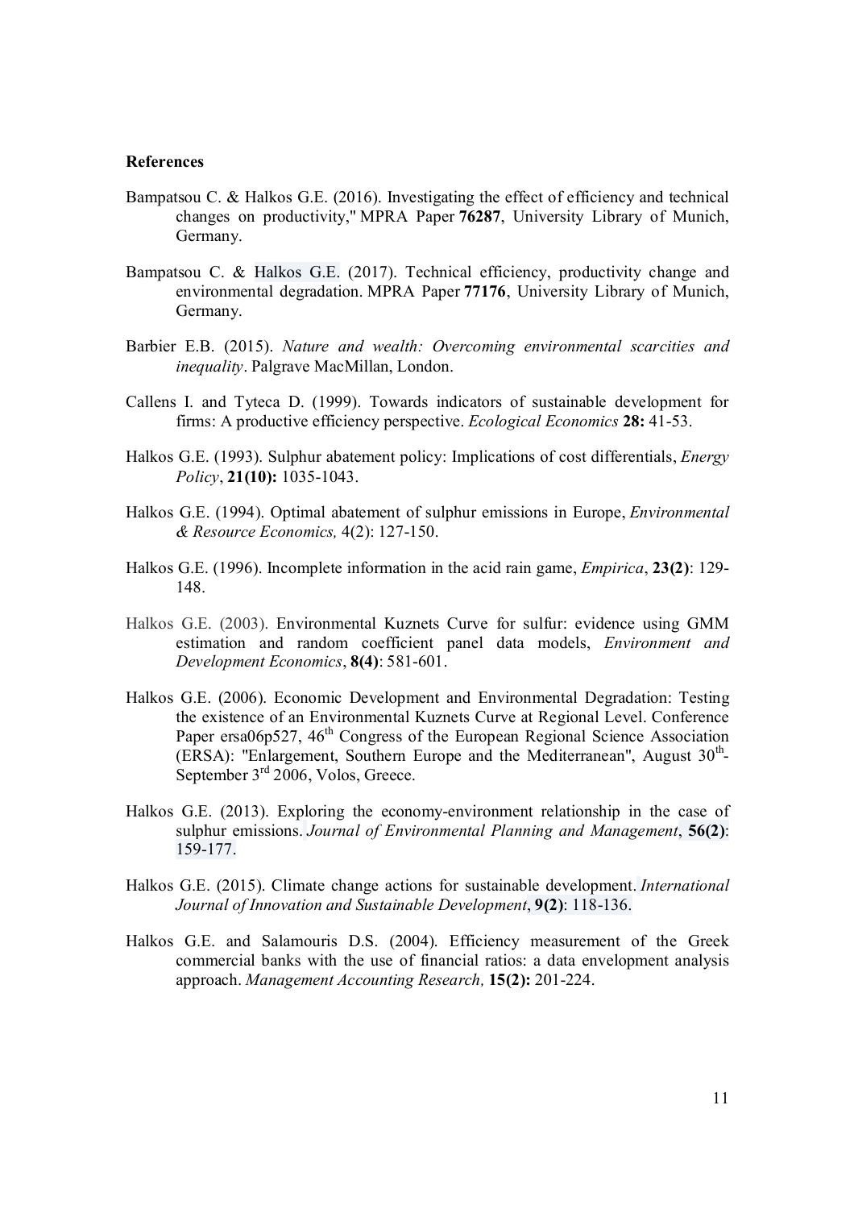**References**

Bampatsou C. & Halkos G.E. (2016). Investigating the effect of efficiency and technical changes on productivity," MPRA Paper **76287**, University Library of Munich, Germany.

Bampatsou C. & Halkos G.E. (2017). Technical efficiency, productivity change and environmental degradation. MPRA Paper **77176**, University Library of Munich, Germany.

Barbier E.B. (2015). *Nature and wealth: Overcoming environmental scarcities and inequality*. Palgrave MacMillan, London.

Callens I. and Tyteca D. (1999). Towards indicators of sustainable development for firms: A productive efficiency perspective. *Ecological Economics* **28:** 41-53.

Halkos G.E. (1993). Sulphur abatement policy: Implications of cost differentials, *Energy Policy*, **21(10):** 1035-1043.

Halkos G.E. (1994). Optimal abatement of sulphur emissions in Europe, *Environmental & Resource Economics,* 4(2): 127-150.

Halkos G.E. (1996). Incomplete information in the acid rain game, *Empirica*, **23(2)**: 129-148.

Halkos G.E. (2003). Environmental Kuznets Curve for sulfur: evidence using GMM estimation and random coefficient panel data models, *Environment and Development Economics*, **8(4)**: 581-601.

Halkos G.E. (2006). Economic Development and Environmental Degradation: Testing the existence of an Environmental Kuznets Curve at Regional Level. Conference Paper ersa06p527, 46th Congress of the European Regional Science Association (ERSA): "Enlargement, Southern Europe and the Mediterranean", August 30th-September 3rd 2006, Volos, Greece.

Halkos G.E. (2013). Exploring the economy-environment relationship in the case of sulphur emissions. *Journal of Environmental Planning and Management*, **56(2)**: 159-177.

Halkos G.E. (2015). Climate change actions for sustainable development. *International Journal of Innovation and Sustainable Development*, **9(2)**: 118-136.

Halkos G.E. and Salamouris D.S. (2004). Efficiency measurement of the Greek commercial banks with the use of financial ratios: a data envelopment analysis approach. *Management Accounting Research,* **15(2):** 201-224.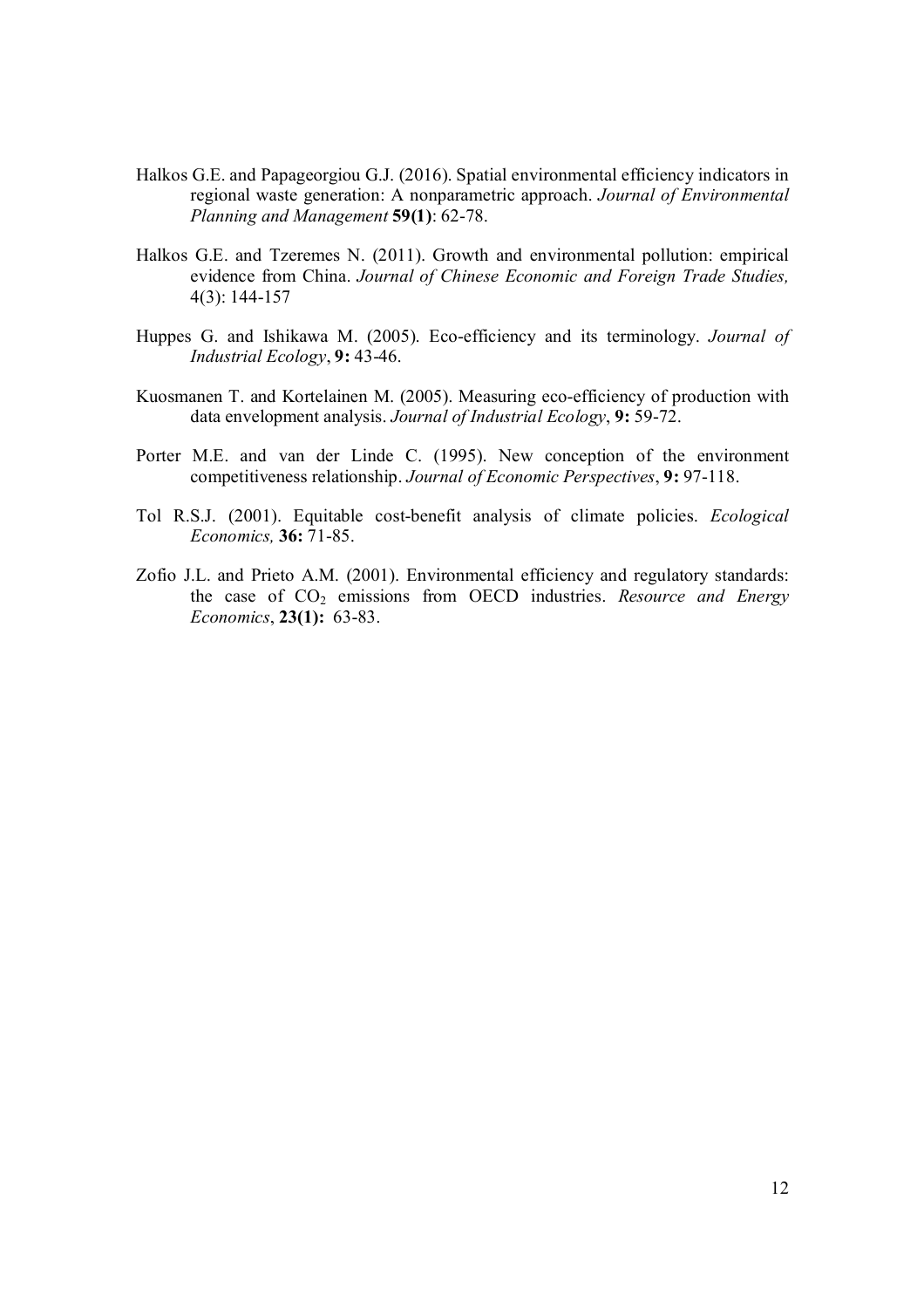Halkos G.E. and Papageorgiou G.J. (2016). Spatial environmental efficiency indicators in regional waste generation: A nonparametric approach. *Journal of Environmental Planning and Management* **59(1)**: 62-78.

Halkos G.E. and Tzeremes N. (2011). Growth and environmental pollution: empirical evidence from China. *Journal of Chinese Economic and Foreign Trade Studies,* 4(3): 144-157

Huppes G. and Ishikawa M. (2005). Eco-efficiency and its terminology. *Journal of Industrial Ecology*, **9:** 43-46.

Kuosmanen T. and Kortelainen M. (2005). Measuring eco-efficiency of production with data envelopment analysis. *Journal of Industrial Ecology*, **9:** 59-72.

Porter M.E. and van der Linde C. (1995). New conception of the environment competitiveness relationship. *Journal of Economic Perspectives*, **9:** 97-118.

Tol R.S.J. (2001). Equitable cost-benefit analysis of climate policies. *Ecological Economics,* **36:** 71-85.

Zofio J.L. and Prieto A.M. (2001). Environmental efficiency and regulatory standards: the case of $CO_2$ emissions from OECD industries. *Resource and Energy Economics*, **23(1):** 63-83.